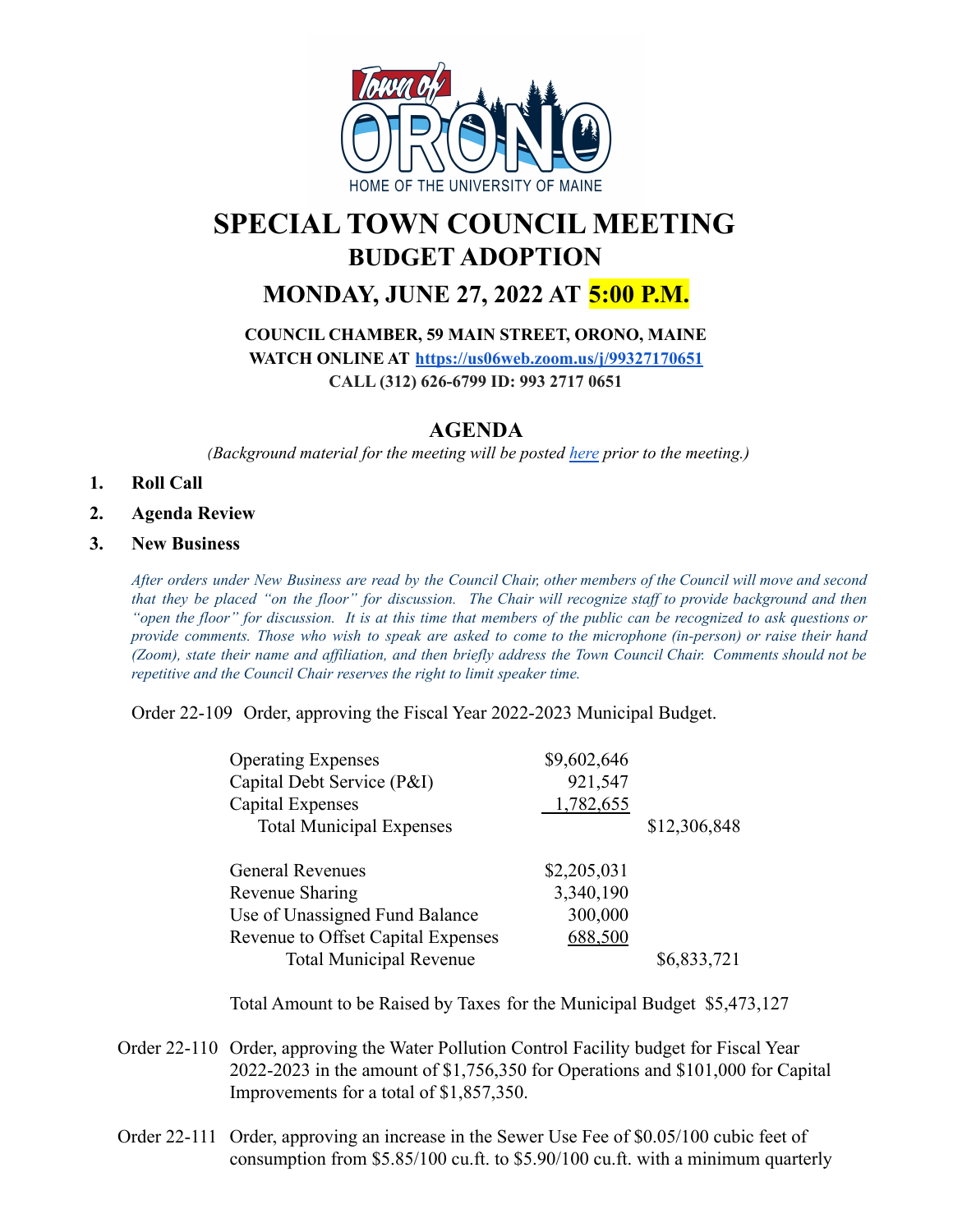# SPECIAL TOWN COUNCIL MEETING

## BUDGET ADOPTION

## MONDAY, JUNE 27, 2022 AT 5:00 P.M.

**COUNCIL CHAMBER, 59 MAIN STREET, ORONO, MAINE**
**WATCH ONLINE AT https://us06web.zoom.us/j/99327170651**
**CALL (312) 626-6799 ID: 993 2717 0651**

## AGENDA

*(Background material for the meeting will be posted here prior to the meeting.)*

1. **Roll Call**
2. **Agenda Review**
3. **New Business**

*After orders under New Business are read by the Council Chair, other members of the Council will move and second that they be placed "on the floor" for discussion. The Chair will recognize staff to provide background and then "open the floor" for discussion. It is at this time that members of the public can be recognized to ask questions or provide comments. Those who wish to speak are asked to come to the microphone (in-person) or raise their hand (Zoom), state their name and affiliation, and then briefly address the Town Council Chair. Comments should not be repetitive and the Council Chair reserves the right to limit speaker time.*

Order 22-109 Order, approving the Fiscal Year 2022-2023 Municipal Budget.

| | | |
|---|---|---|
| Operating Expenses | $9,602,646 | |
| Capital Debt Service (P&I) | 921,547 | |
| Capital Expenses | 1,782,655 | |
| Total Municipal Expenses | | $12,306,848 |
| General Revenues | $2,205,031 | |
| Revenue Sharing | 3,340,190 | |
| Use of Unassigned Fund Balance | 300,000 | |
| Revenue to Offset Capital Expenses | 688,500 | |
| Total Municipal Revenue | | $6,833,721 |

Total Amount to be Raised by Taxes for the Municipal Budget $5,473,127

Order 22-110 Order, approving the Water Pollution Control Facility budget for Fiscal Year 2022-2023 in the amount of $1,756,350 for Operations and $101,000 for Capital Improvements for a total of $1,857,350.

Order 22-111 Order, approving an increase in the Sewer Use Fee of $0.05/100 cubic feet of consumption from $5.85/100 cu.ft. to $5.90/100 cu.ft. with a minimum quarterly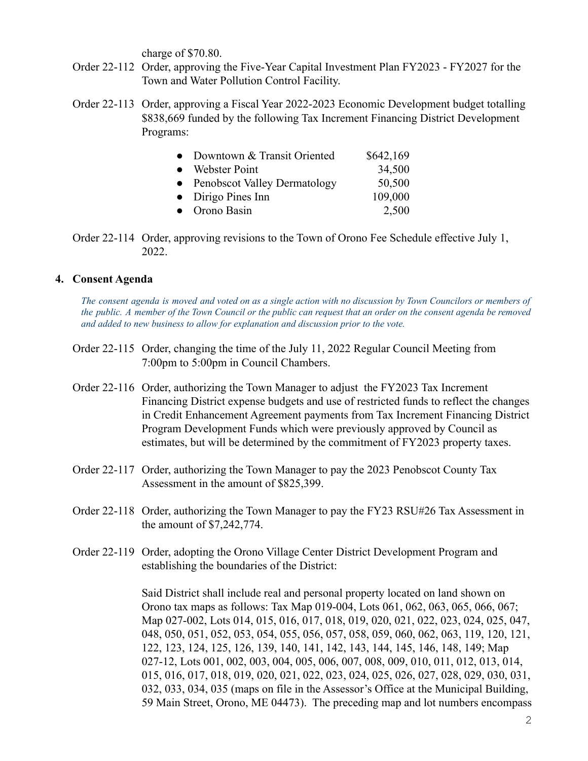charge of $70.80.

Order 22-112 Order, approving the Five-Year Capital Investment Plan FY2023 - FY2027 for the Town and Water Pollution Control Facility.

Order 22-113 Order, approving a Fiscal Year 2022-2023 Economic Development budget totalling $838,669 funded by the following Tax Increment Financing District Development Programs:

| | |
|---|---:|
| Downtown & Transit Oriented | $642,169 |
| Webster Point | 34,500 |
| Penobscot Valley Dermatology | 50,500 |
| Dirigo Pines Inn | 109,000 |
| Orono Basin | 2,500 |

Order 22-114 Order, approving revisions to the Town of Orono Fee Schedule effective July 1, 2022.

**4. Consent Agenda**

*The consent agenda is moved and voted on as a single action with no discussion by Town Councilors or members of the public. A member of the Town Council or the public can request that an order on the consent agenda be removed and added to new business to allow for explanation and discussion prior to the vote.*

Order 22-115 Order, changing the time of the July 11, 2022 Regular Council Meeting from 7:00pm to 5:00pm in Council Chambers.

Order 22-116 Order, authorizing the Town Manager to adjust the FY2023 Tax Increment Financing District expense budgets and use of restricted funds to reflect the changes in Credit Enhancement Agreement payments from Tax Increment Financing District Program Development Funds which were previously approved by Council as estimates, but will be determined by the commitment of FY2023 property taxes.

Order 22-117 Order, authorizing the Town Manager to pay the 2023 Penobscot County Tax Assessment in the amount of $825,399.

Order 22-118 Order, authorizing the Town Manager to pay the FY23 RSU#26 Tax Assessment in the amount of $7,242,774.

Order 22-119 Order, adopting the Orono Village Center District Development Program and establishing the boundaries of the District:

Said District shall include real and personal property located on land shown on Orono tax maps as follows: Tax Map 019-004, Lots 061, 062, 063, 065, 066, 067; Map 027-002, Lots 014, 015, 016, 017, 018, 019, 020, 021, 022, 023, 024, 025, 047, 048, 050, 051, 052, 053, 054, 055, 056, 057, 058, 059, 060, 062, 063, 119, 120, 121, 122, 123, 124, 125, 126, 139, 140, 141, 142, 143, 144, 145, 146, 148, 149; Map 027-12, Lots 001, 002, 003, 004, 005, 006, 007, 008, 009, 010, 011, 012, 013, 014, 015, 016, 017, 018, 019, 020, 021, 022, 023, 024, 025, 026, 027, 028, 029, 030, 031, 032, 033, 034, 035 (maps on file in the Assessor's Office at the Municipal Building, 59 Main Street, Orono, ME 04473). The preceding map and lot numbers encompass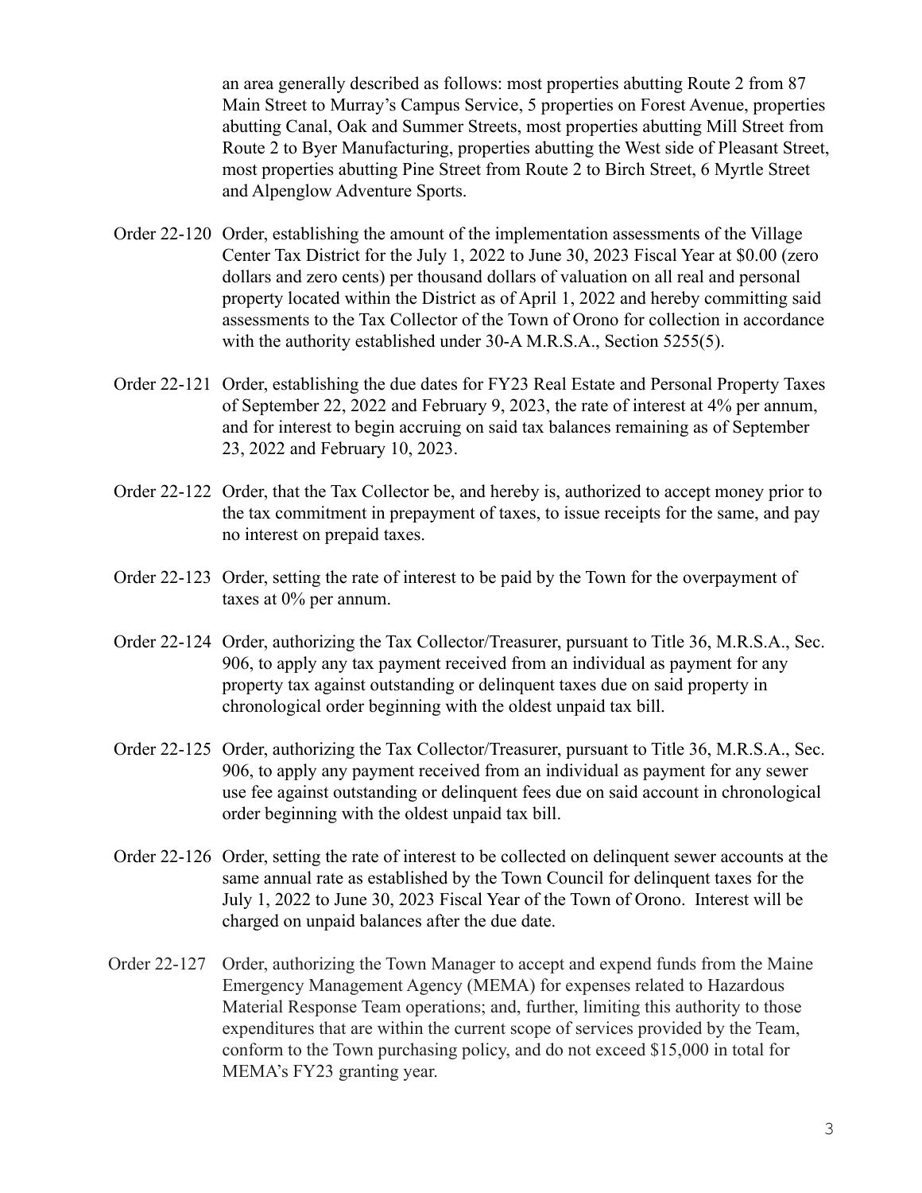an area generally described as follows: most properties abutting Route 2 from 87 Main Street to Murray's Campus Service, 5 properties on Forest Avenue, properties abutting Canal, Oak and Summer Streets, most properties abutting Mill Street from Route 2 to Byer Manufacturing, properties abutting the West side of Pleasant Street, most properties abutting Pine Street from Route 2 to Birch Street, 6 Myrtle Street and Alpenglow Adventure Sports.

Order 22-120 Order, establishing the amount of the implementation assessments of the Village Center Tax District for the July 1, 2022 to June 30, 2023 Fiscal Year at $0.00 (zero dollars and zero cents) per thousand dollars of valuation on all real and personal property located within the District as of April 1, 2022 and hereby committing said assessments to the Tax Collector of the Town of Orono for collection in accordance with the authority established under 30-A M.R.S.A., Section 5255(5).

Order 22-121 Order, establishing the due dates for FY23 Real Estate and Personal Property Taxes of September 22, 2022 and February 9, 2023, the rate of interest at 4% per annum, and for interest to begin accruing on said tax balances remaining as of September 23, 2022 and February 10, 2023.

Order 22-122 Order, that the Tax Collector be, and hereby is, authorized to accept money prior to the tax commitment in prepayment of taxes, to issue receipts for the same, and pay no interest on prepaid taxes.

Order 22-123 Order, setting the rate of interest to be paid by the Town for the overpayment of taxes at 0% per annum.

Order 22-124 Order, authorizing the Tax Collector/Treasurer, pursuant to Title 36, M.R.S.A., Sec. 906, to apply any tax payment received from an individual as payment for any property tax against outstanding or delinquent taxes due on said property in chronological order beginning with the oldest unpaid tax bill.

Order 22-125 Order, authorizing the Tax Collector/Treasurer, pursuant to Title 36, M.R.S.A., Sec. 906, to apply any payment received from an individual as payment for any sewer use fee against outstanding or delinquent fees due on said account in chronological order beginning with the oldest unpaid tax bill.

Order 22-126 Order, setting the rate of interest to be collected on delinquent sewer accounts at the same annual rate as established by the Town Council for delinquent taxes for the July 1, 2022 to June 30, 2023 Fiscal Year of the Town of Orono. Interest will be charged on unpaid balances after the due date.

Order 22-127 Order, authorizing the Town Manager to accept and expend funds from the Maine Emergency Management Agency (MEMA) for expenses related to Hazardous Material Response Team operations; and, further, limiting this authority to those expenditures that are within the current scope of services provided by the Team, conform to the Town purchasing policy, and do not exceed $15,000 in total for MEMA's FY23 granting year.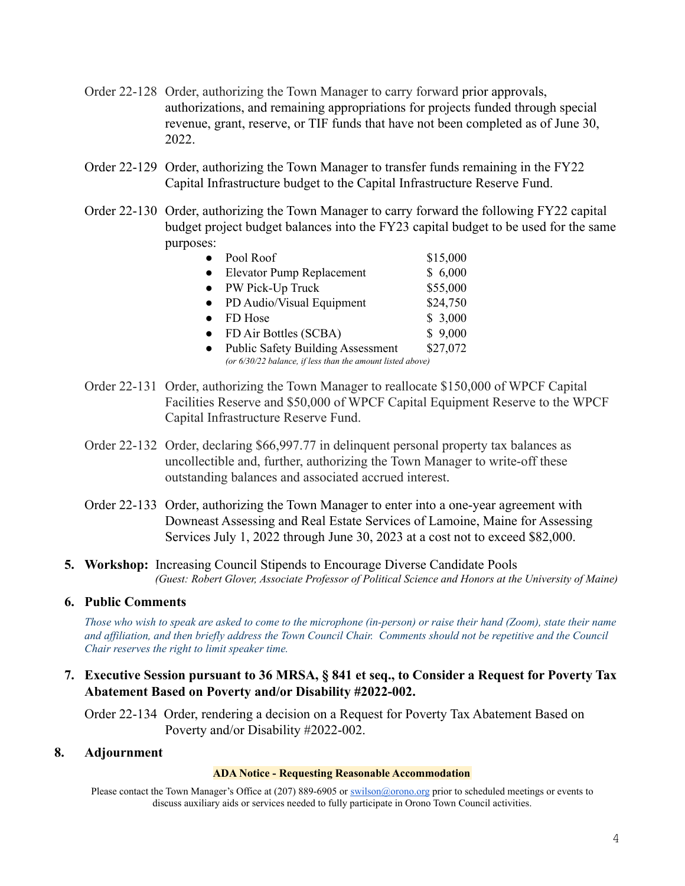Order 22-128 Order, authorizing the Town Manager to carry forward prior approvals, authorizations, and remaining appropriations for projects funded through special revenue, grant, reserve, or TIF funds that have not been completed as of June 30, 2022.

Order 22-129 Order, authorizing the Town Manager to transfer funds remaining in the FY22 Capital Infrastructure budget to the Capital Infrastructure Reserve Fund.

Order 22-130 Order, authorizing the Town Manager to carry forward the following FY22 capital budget project budget balances into the FY23 capital budget to be used for the same purposes:

- Pool Roof $15,000
- Elevator Pump Replacement $ 6,000
- PW Pick-Up Truck $55,000
- PD Audio/Visual Equipment $24,750
- FD Hose $ 3,000
- FD Air Bottles (SCBA) $ 9,000
- Public Safety Building Assessment $27,072

*(or 6/30/22 balance, if less than the amount listed above)*

Order 22-131 Order, authorizing the Town Manager to reallocate $150,000 of WPCF Capital Facilities Reserve and $50,000 of WPCF Capital Equipment Reserve to the WPCF Capital Infrastructure Reserve Fund.

Order 22-132 Order, declaring $66,997.77 in delinquent personal property tax balances as uncollectible and, further, authorizing the Town Manager to write-off these outstanding balances and associated accrued interest.

Order 22-133 Order, authorizing the Town Manager to enter into a one-year agreement with Downeast Assessing and Real Estate Services of Lamoine, Maine for Assessing Services July 1, 2022 through June 30, 2023 at a cost not to exceed $82,000.

**5. Workshop:** Increasing Council Stipends to Encourage Diverse Candidate Pools
*(Guest: Robert Glover, Associate Professor of Political Science and Honors at the University of Maine)*

**6. Public Comments**

*Those who wish to speak are asked to come to the microphone (in-person) or raise their hand (Zoom), state their name and affiliation, and then briefly address the Town Council Chair. Comments should not be repetitive and the Council Chair reserves the right to limit speaker time.*

**7. Executive Session pursuant to 36 MRSA, § 841 et seq., to Consider a Request for Poverty Tax Abatement Based on Poverty and/or Disability #2022-002.**

Order 22-134 Order, rendering a decision on a Request for Poverty Tax Abatement Based on Poverty and/or Disability #2022-002.

**8. Adjournment**

**ADA Notice - Requesting Reasonable Accommodation**

Please contact the Town Manager's Office at (207) 889-6905 or swilson@orono.org prior to scheduled meetings or events to discuss auxiliary aids or services needed to fully participate in Orono Town Council activities.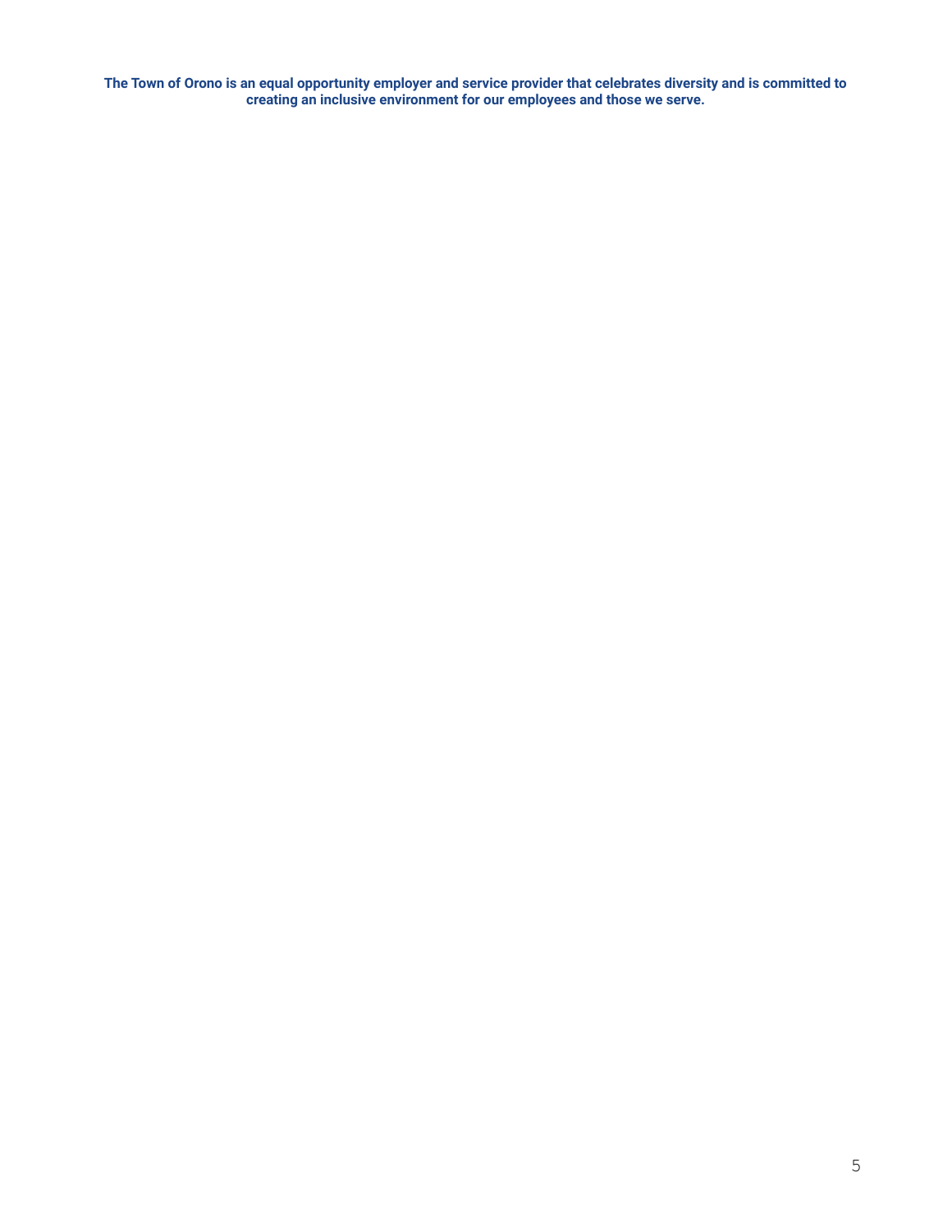**The Town of Orono is an equal opportunity employer and service provider that celebrates diversity and is committed to creating an inclusive environment for our employees and those we serve.**